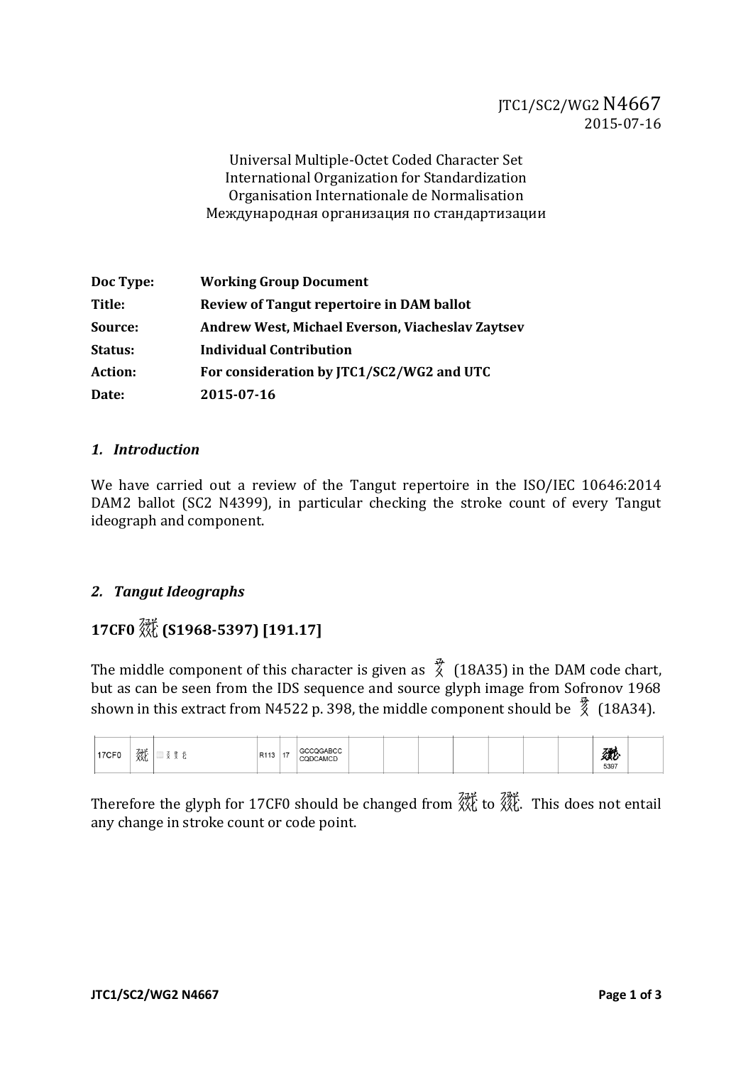JTC1/SC2/WG2 N4667
2015-07-16

Universal Multiple-Octet Coded Character Set
International Organization for Standardization
Organisation Internationale de Normalisation
Международная организация по стандартизации

| | |
|---|---|
| **Doc Type:** | **Working Group Document** |
| **Title:** | **Review of Tangut repertoire in DAM ballot** |
| **Source:** | **Andrew West, Michael Everson, Viacheslav Zaytsev** |
| **Status:** | **Individual Contribution** |
| **Action:** | **For consideration by JTC1/SC2/WG2 and UTC** |
| **Date:** | **2015-07-16** |

## *1. Introduction*

We have carried out a review of the Tangut repertoire in the ISO/IEC 10646:2014 DAM2 ballot (SC2 N4399), in particular checking the stroke count of every Tangut ideograph and component.

## *2. Tangut Ideographs*

### 17CF0 𗳰 (S1968-5397) [191.17]

The middle component of this character is given as 𘨵 (18A35) in the DAM code chart, but as can be seen from the IDS sequence and source glyph image from Sofronov 1968 shown in this extract from N4522 p. 398, the middle component should be 𘨴 (18A34).

| | | | | | | | | | | | | | |
|---|---|---|---|---|---|---|---|---|---|---|---|---|---|
| 17CF0 | 𗳰 | ⿲ 𘨴 | R113 | 17 | GCCQGABCC CQDCAMCD | | | | | | | 𗳰 5397 | |

Therefore the glyph for 17CF0 should be changed from 𗳰 to 𗳰. This does not entail any change in stroke count or code point.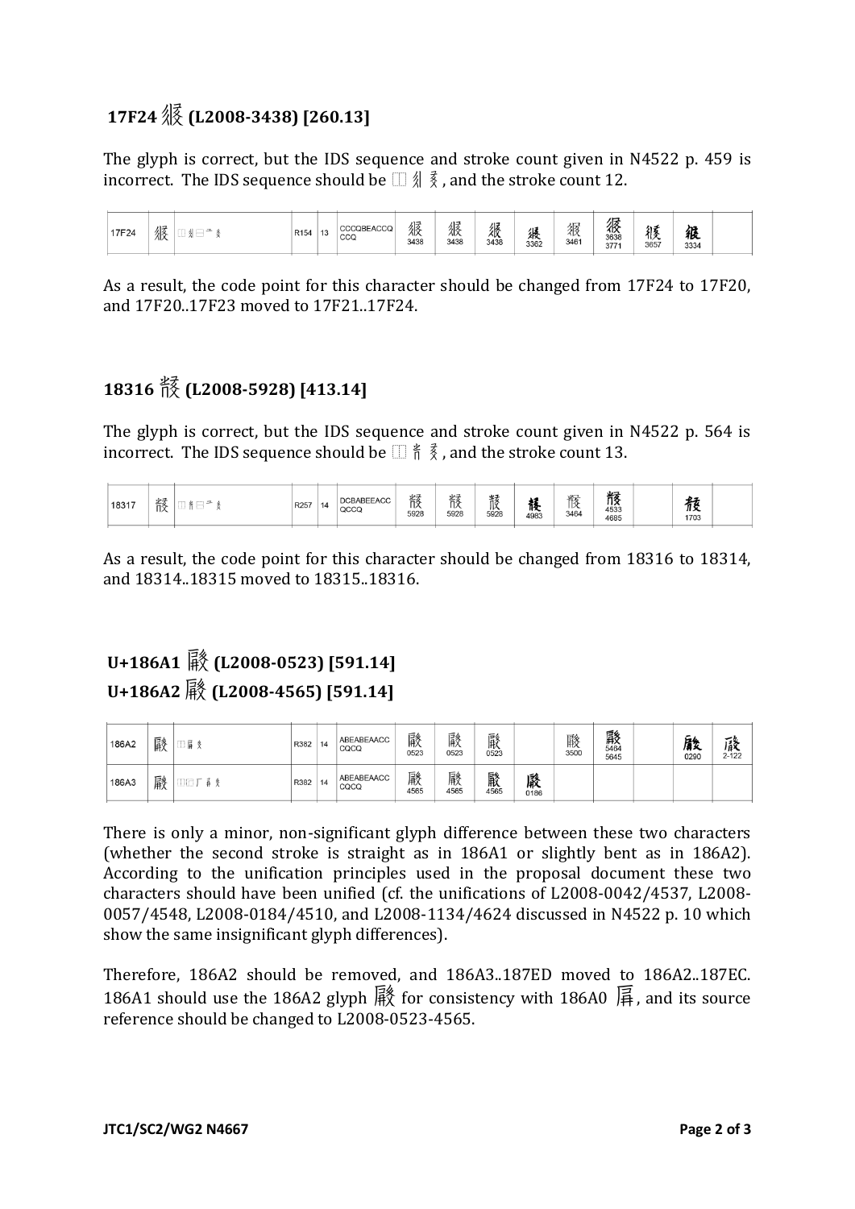## 17F24 𗼤 (L2008-3438) [260.13]

The glyph is correct, but the IDS sequence and stroke count given in N4522 p. 459 is incorrect. The IDS sequence should be ⿰ 𘡬 𘢌 , and the stroke count 12.

| 17F24 | 𗼤 | ⿰𘡬⿱⿱亠 | R154 | 13 | CCCQBEACCQCCQ | 3438 | 3438 | 3438 | 3362 | 3461 | 3638 3771 | 3657 | 3334 | |
|---|---|---|---|---|---|---|---|---|---|---|---|---|---|---|

As a result, the code point for this character should be changed from 17F24 to 17F20, and 17F20..17F23 moved to 17F21..17F24.

## 18316 𘌖 (L2008-5928) [413.14]

The glyph is correct, but the IDS sequence and stroke count given in N4522 p. 564 is incorrect. The IDS sequence should be ⿰ 𘡬 𘢌 , and the stroke count 13.

| 18317 | 𘌗 | ⿰⿱亠 | R257 | 14 | DCBABEEACCQCCQ | 5928 | 5928 | 5928 | 4983 | 3464 | 4533 4685 | | 1703 | |
|---|---|---|---|---|---|---|---|---|---|---|---|---|---|---|

As a result, the code point for this character should be changed from 18316 to 18314, and 18314..18315 moved to 18315..18316.

## U+186A1 𘚡 (L2008-0523) [591.14]
## U+186A2 𘚢 (L2008-4565) [591.14]

| 186A2 | 𘚢 | ⿰ | R382 | 14 | ABEABEAACCCQCQ | 0523 | 0523 | 0523 | | 3500 | 5464 5645 | | 0290 | 2-122 |
|---|---|---|---|---|---|---|---|---|---|---|---|---|---|---|
| 186A3 | 𘚣 | ⿰⿸厂 | R382 | 14 | ABEABEAACCCQCQ | 4565 | 4565 | 4565 | 0186 | | | | | |

There is only a minor, non-significant glyph difference between these two characters (whether the second stroke is straight as in 186A1 or slightly bent as in 186A2). According to the unification principles used in the proposal document these two characters should have been unified (cf. the unifications of L2008-0042/4537, L2008-0057/4548, L2008-0184/4510, and L2008-1134/4624 discussed in N4522 p. 10 which show the same insignificant glyph differences).

Therefore, 186A2 should be removed, and 186A3..187ED moved to 186A2..187EC. 186A1 should use the 186A2 glyph 𘚢 for consistency with 186A0 𘚠, and its source reference should be changed to L2008-0523-4565.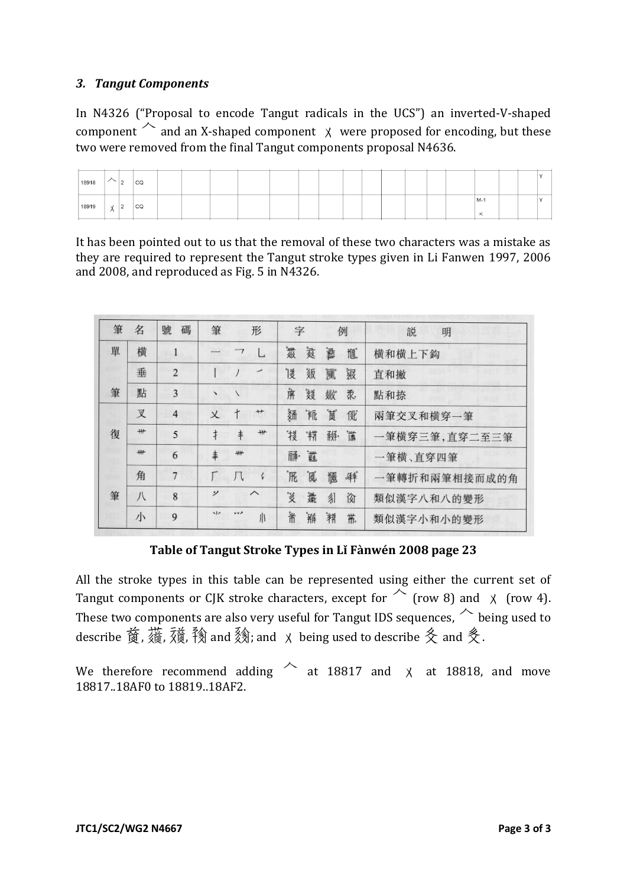### *3. Tangut Components*

In N4326 ("Proposal to encode Tangut radicals in the UCS") an inverted-V-shaped component 𠆢 and an X-shaped component 㐅 were proposed for encoding, but these two were removed from the final Tangut components proposal N4636.

| | | | | | | | | | | | | | | | | | | |
|---|---|---|---|---|---|---|---|---|---|---|---|---|---|---|---|---|---|---|
| 18918 | 𠆢 | 2 | CQ | | | | | | | | | | | | | | | Y |
| 18919 | 㐅 | 2 | CQ | | | | | | | | | | | | | M-1 㐅 | | Y |

It has been pointed out to us that the removal of these two characters was a mistake as they are required to represent the Tangut stroke types given in Li Fanwen 1997, 2006 and 2008, and reproduced as Fig. 5 in N4326.

| 筆名 | | 號碼 | 筆形 | 字例 | 說明 |
|---|---|---|---|---|---|
| 單筆 | 橫 | 1 | 一 ㇖ ㇄ | | 橫和橫上下鈎 |
| | 垂 | 2 | 丨 ㇒ ㇀ | | 直和撇 |
| | 點 | 3 | 丶 ㇏ | | 點和捺 |
| 復筆 | 叉 | 4 | 㐅 十 艹 | | 兩筆交叉和橫穿一筆 |
| | 卄 | 5 | 扌 丰 卄 | | 一筆橫穿三筆，直穿二至三筆 |
| | 卌 | 6 | 丰 卌 | | 一筆橫、直穿四筆 |
| | 角 | 7 | 厂 几 ㇾ | | 一筆轉折和兩筆相接而成的角 |
| | 八 | 8 | 丷 𠆢 | | 類似漢字八和八的變形 |
| | 小 | 9 | 丷 ⺌ 小 | | 類似漢字小和小的變形 |

**Table of Tangut Stroke Types in Lǐ Fànwén 2008 page 23**

All the stroke types in this table can be represented using either the current set of Tangut components or CJK stroke characters, except for 𠆢 (row 8) and 㐅 (row 4). These two components are also very useful for Tangut IDS sequences, 𠆢 being used to describe 𗤶, 𗥃, 𗦮, 𗧓 and 𗩆; and 㐅 being used to describe 𘠁 and 𘠂.

We therefore recommend adding 𠆢 at 18817 and 㐅 at 18818, and move 18817..18AF0 to 18819..18AF2.